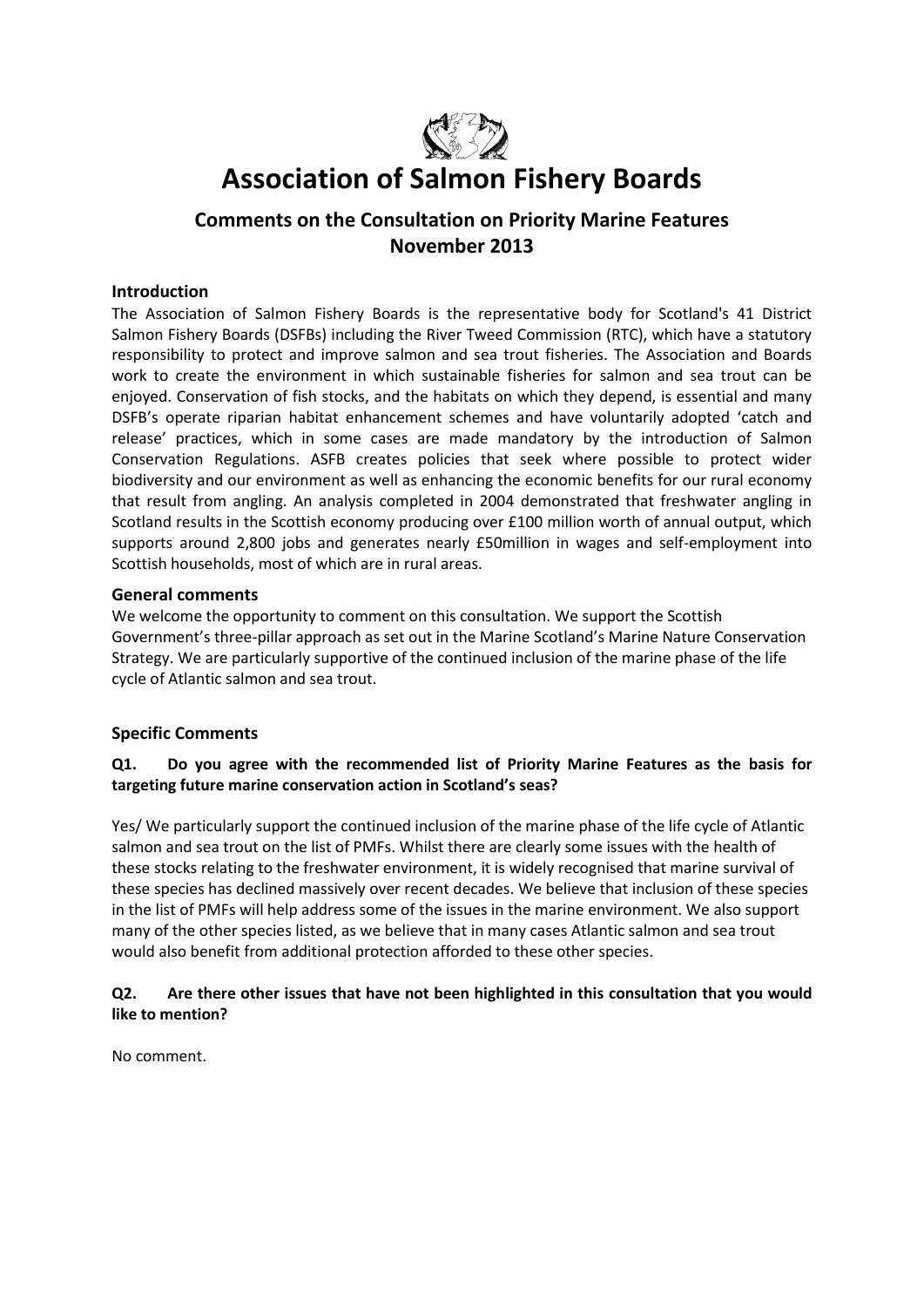# Association of Salmon Fishery Boards

## Comments on the Consultation on Priority Marine Features November 2013

### Introduction

The Association of Salmon Fishery Boards is the representative body for Scotland's 41 District Salmon Fishery Boards (DSFBs) including the River Tweed Commission (RTC), which have a statutory responsibility to protect and improve salmon and sea trout fisheries. The Association and Boards work to create the environment in which sustainable fisheries for salmon and sea trout can be enjoyed. Conservation of fish stocks, and the habitats on which they depend, is essential and many DSFB's operate riparian habitat enhancement schemes and have voluntarily adopted 'catch and release' practices, which in some cases are made mandatory by the introduction of Salmon Conservation Regulations. ASFB creates policies that seek where possible to protect wider biodiversity and our environment as well as enhancing the economic benefits for our rural economy that result from angling. An analysis completed in 2004 demonstrated that freshwater angling in Scotland results in the Scottish economy producing over £100 million worth of annual output, which supports around 2,800 jobs and generates nearly £50million in wages and self-employment into Scottish households, most of which are in rural areas.

### General comments

We welcome the opportunity to comment on this consultation. We support the Scottish Government's three-pillar approach as set out in the Marine Scotland's Marine Nature Conservation Strategy. We are particularly supportive of the continued inclusion of the marine phase of the life cycle of Atlantic salmon and sea trout.

### Specific Comments

**Q1. Do you agree with the recommended list of Priority Marine Features as the basis for targeting future marine conservation action in Scotland's seas?**

Yes/ We particularly support the continued inclusion of the marine phase of the life cycle of Atlantic salmon and sea trout on the list of PMFs. Whilst there are clearly some issues with the health of these stocks relating to the freshwater environment, it is widely recognised that marine survival of these species has declined massively over recent decades. We believe that inclusion of these species in the list of PMFs will help address some of the issues in the marine environment. We also support many of the other species listed, as we believe that in many cases Atlantic salmon and sea trout would also benefit from additional protection afforded to these other species.

**Q2. Are there other issues that have not been highlighted in this consultation that you would like to mention?**

No comment.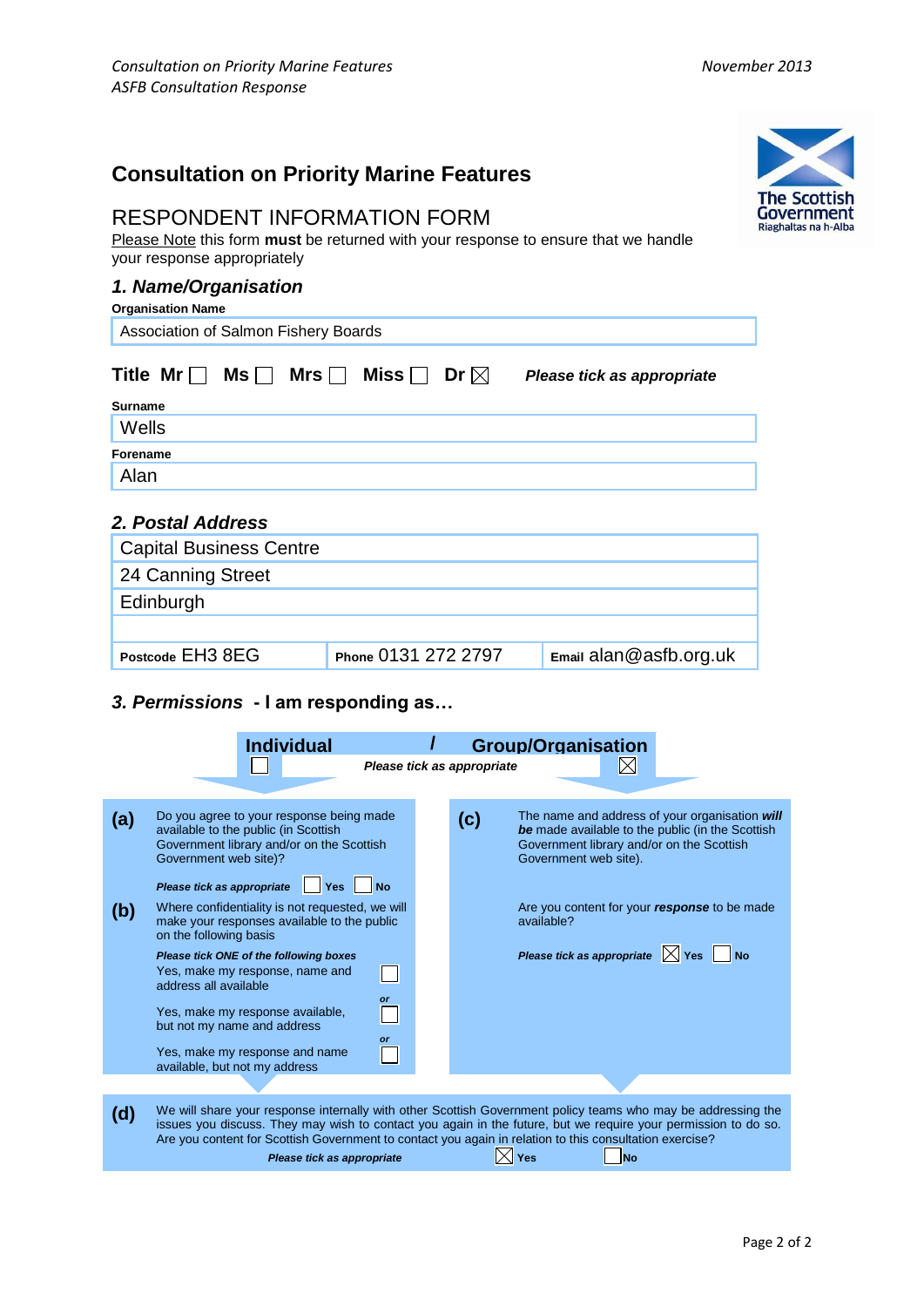# Consultation on Priority Marine Features

## RESPONDENT INFORMATION FORM

Please Note this form **must** be returned with your response to ensure that we handle your response appropriately

### *1. Name/Organisation*

**Organisation Name**

Association of Salmon Fishery Boards

**Title** Mr ☐ Ms ☐ Mrs ☐ Miss ☐ Dr ☒ ***Please tick as appropriate***

**Surname**

Wells

**Forename**

Alan

### *2. Postal Address*

Capital Business Centre
24 Canning Street
Edinburgh

**Postcode** EH3 8EG **Phone** 0131 272 2797 **Email** alan@asfb.org.uk

### *3. Permissions* - I am responding as…

**Individual** ☐ / **Group/Organisation** ☒

*Please tick as appropriate*

**(a)** Do you agree to your response being made available to the public (in Scottish Government library and/or on the Scottish Government web site)?

***Please tick as appropriate*** ☐ **Yes** ☐ **No**

**(b)** Where confidentiality is not requested, we will make your responses available to the public on the following basis

***Please tick ONE of the following boxes***

Yes, make my response, name and address all available ☐

*or*

Yes, make my response available, but not my name and address ☐

*or*

Yes, make my response and name available, but not my address ☐

**(c)** The name and address of your organisation ***will be*** made available to the public (in the Scottish Government library and/or on the Scottish Government web site).

Are you content for your **response** to be made available?

***Please tick as appropriate*** ☒ **Yes** ☐ **No**

**(d)** We will share your response internally with other Scottish Government policy teams who may be addressing the issues you discuss. They may wish to contact you again in the future, but we require your permission to do so. Are you content for Scottish Government to contact you again in relation to this consultation exercise?

***Please tick as appropriate*** ☒ **Yes** ☐ **No**